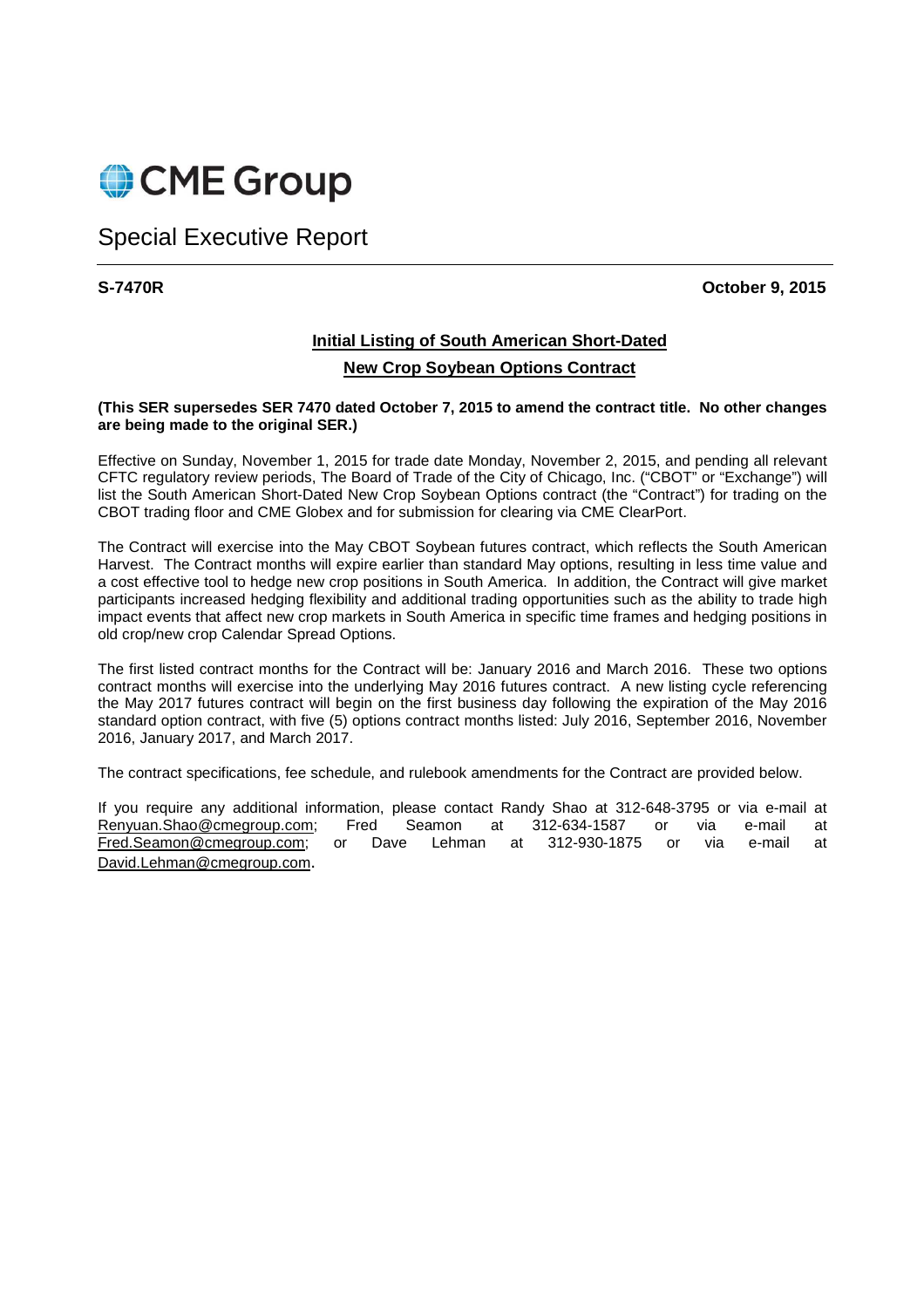CME Group

# Special Executive Report

**S-7470R** **October 9, 2015**

## Initial Listing of South American Short-Dated New Crop Soybean Options Contract

**(This SER supersedes SER 7470 dated October 7, 2015 to amend the contract title. No other changes are being made to the original SER.)**

Effective on Sunday, November 1, 2015 for trade date Monday, November 2, 2015, and pending all relevant CFTC regulatory review periods, The Board of Trade of the City of Chicago, Inc. ("CBOT" or "Exchange") will list the South American Short-Dated New Crop Soybean Options contract (the "Contract") for trading on the CBOT trading floor and CME Globex and for submission for clearing via CME ClearPort.

The Contract will exercise into the May CBOT Soybean futures contract, which reflects the South American Harvest. The Contract months will expire earlier than standard May options, resulting in less time value and a cost effective tool to hedge new crop positions in South America. In addition, the Contract will give market participants increased hedging flexibility and additional trading opportunities such as the ability to trade high impact events that affect new crop markets in South America in specific time frames and hedging positions in old crop/new crop Calendar Spread Options.

The first listed contract months for the Contract will be: January 2016 and March 2016. These two options contract months will exercise into the underlying May 2016 futures contract. A new listing cycle referencing the May 2017 futures contract will begin on the first business day following the expiration of the May 2016 standard option contract, with five (5) options contract months listed: July 2016, September 2016, November 2016, January 2017, and March 2017.

The contract specifications, fee schedule, and rulebook amendments for the Contract are provided below.

If you require any additional information, please contact Randy Shao at 312-648-3795 or via e-mail at Renyuan.Shao@cmegroup.com; Fred Seamon at 312-634-1587 or via e-mail at Fred.Seamon@cmegroup.com; or Dave Lehman at 312-930-1875 or via e-mail at David.Lehman@cmegroup.com.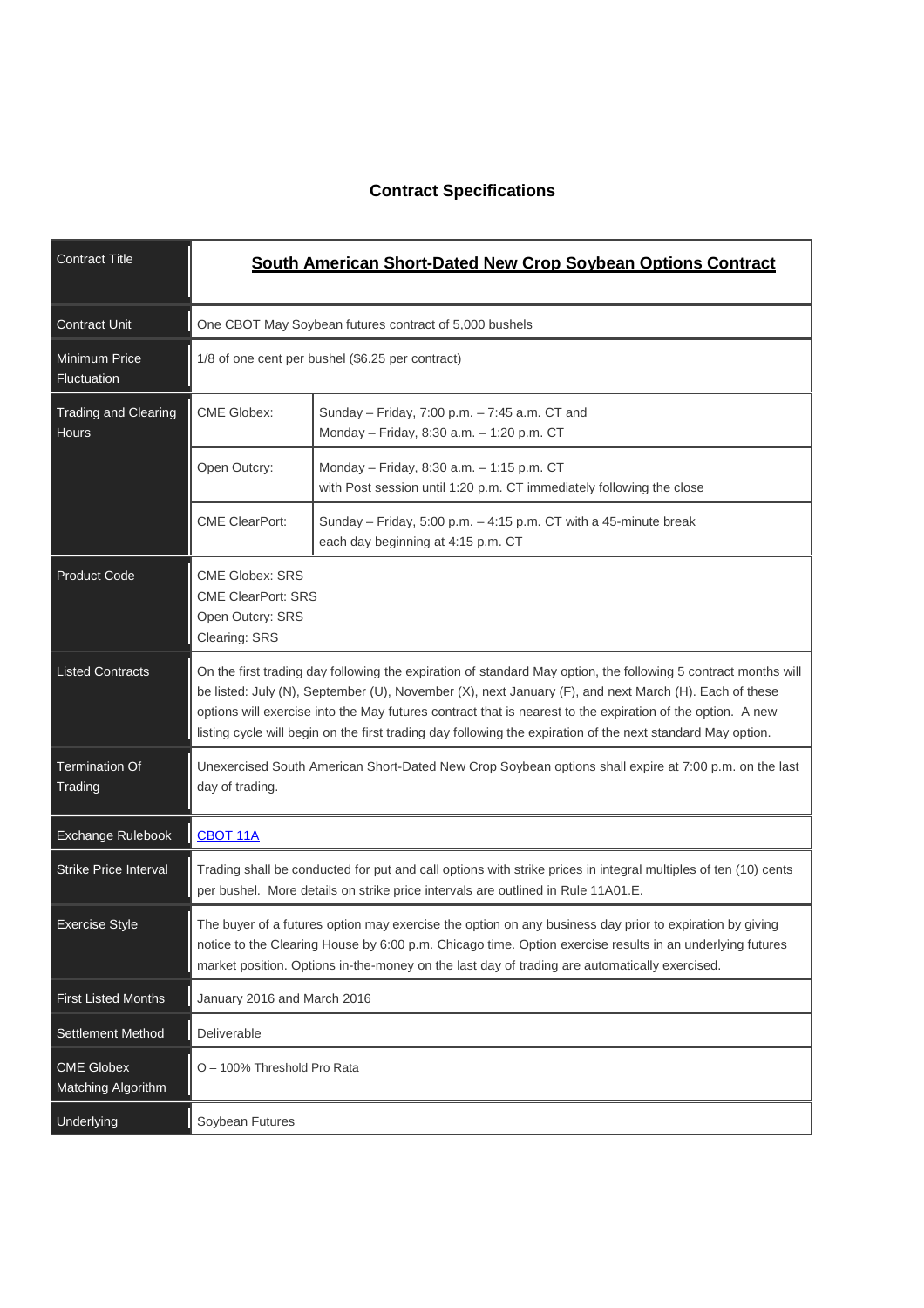## Contract Specifications

| Contract Title | **South American Short-Dated New Crop Soybean Options Contract** | |
|---|---|---|
| Contract Unit | One CBOT May Soybean futures contract of 5,000 bushels | |
| Minimum Price Fluctuation | 1/8 of one cent per bushel ($6.25 per contract) | |
| Trading and Clearing Hours | CME Globex: | Sunday – Friday, 7:00 p.m. – 7:45 a.m. CT and Monday – Friday, 8:30 a.m. – 1:20 p.m. CT |
| | Open Outcry: | Monday – Friday, 8:30 a.m. – 1:15 p.m. CT with Post session until 1:20 p.m. CT immediately following the close |
| | CME ClearPort: | Sunday – Friday, 5:00 p.m. – 4:15 p.m. CT with a 45-minute break each day beginning at 4:15 p.m. CT |
| Product Code | CME Globex: SRS<br>CME ClearPort: SRS<br>Open Outcry: SRS<br>Clearing: SRS | |
| Listed Contracts | On the first trading day following the expiration of standard May option, the following 5 contract months will be listed: July (N), September (U), November (X), next January (F), and next March (H). Each of these options will exercise into the May futures contract that is nearest to the expiration of the option. A new listing cycle will begin on the first trading day following the expiration of the next standard May option. | |
| Termination Of Trading | Unexercised South American Short-Dated New Crop Soybean options shall expire at 7:00 p.m. on the last day of trading. | |
| Exchange Rulebook | CBOT 11A | |
| Strike Price Interval | Trading shall be conducted for put and call options with strike prices in integral multiples of ten (10) cents per bushel. More details on strike price intervals are outlined in Rule 11A01.E. | |
| Exercise Style | The buyer of a futures option may exercise the option on any business day prior to expiration by giving notice to the Clearing House by 6:00 p.m. Chicago time. Option exercise results in an underlying futures market position. Options in-the-money on the last day of trading are automatically exercised. | |
| First Listed Months | January 2016 and March 2016 | |
| Settlement Method | Deliverable | |
| CME Globex Matching Algorithm | O – 100% Threshold Pro Rata | |
| Underlying | Soybean Futures | |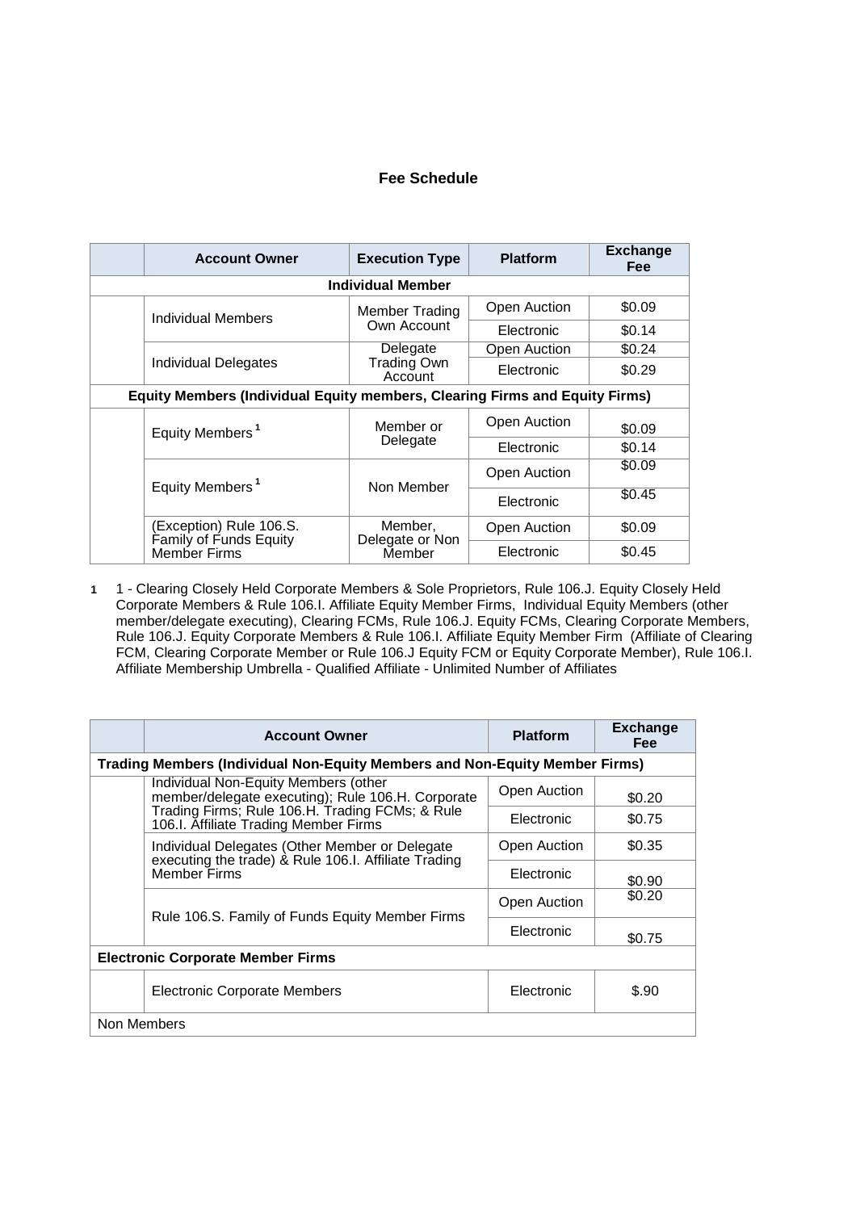## Fee Schedule

| | Account Owner | Execution Type | Platform | Exchange Fee |
|---|---|---|---|---|
| **Individual Member** | | | | |
| | Individual Members | Member Trading Own Account | Open Auction | $0.09 |
| | | | Electronic | $0.14 |
| | Individual Delegates | Delegate Trading Own Account | Open Auction | $0.24 |
| | | | Electronic | $0.29 |
| **Equity Members (Individual Equity members, Clearing Firms and Equity Firms)** | | | | |
| | Equity Members [1] | Member or Delegate | Open Auction | $0.09 |
| | | | Electronic | $0.14 |
| | Equity Members [1] | Non Member | Open Auction | $0.09 |
| | | | Electronic | $0.45 |
| | (Exception) Rule 106.S. Family of Funds Equity Member Firms | Member, Delegate or Non Member | Open Auction | $0.09 |
| | | | Electronic | $0.45 |

**1** 1 - Clearing Closely Held Corporate Members & Sole Proprietors, Rule 106.J. Equity Closely Held Corporate Members & Rule 106.I. Affiliate Equity Member Firms, Individual Equity Members (other member/delegate executing), Clearing FCMs, Rule 106.J. Equity FCMs, Clearing Corporate Members, Rule 106.J. Equity Corporate Members & Rule 106.I. Affiliate Equity Member Firm (Affiliate of Clearing FCM, Clearing Corporate Member or Rule 106.J Equity FCM or Equity Corporate Member), Rule 106.I. Affiliate Membership Umbrella - Qualified Affiliate - Unlimited Number of Affiliates

| | Account Owner | Platform | Exchange Fee |
|---|---|---|---|
| **Trading Members (Individual Non-Equity Members and Non-Equity Member Firms)** | | | |
| | Individual Non-Equity Members (other member/delegate executing); Rule 106.H. Corporate Trading Firms; Rule 106.H. Trading FCMs; & Rule 106.I. Affiliate Trading Member Firms | Open Auction | $0.20 |
| | | Electronic | $0.75 |
| | Individual Delegates (Other Member or Delegate executing the trade) & Rule 106.I. Affiliate Trading Member Firms | Open Auction | $0.35 |
| | | Electronic | $0.90 |
| | Rule 106.S. Family of Funds Equity Member Firms | Open Auction | $0.20 |
| | | Electronic | $0.75 |
| **Electronic Corporate Member Firms** | | | |
| | Electronic Corporate Members | Electronic | $.90 |
| Non Members | | | |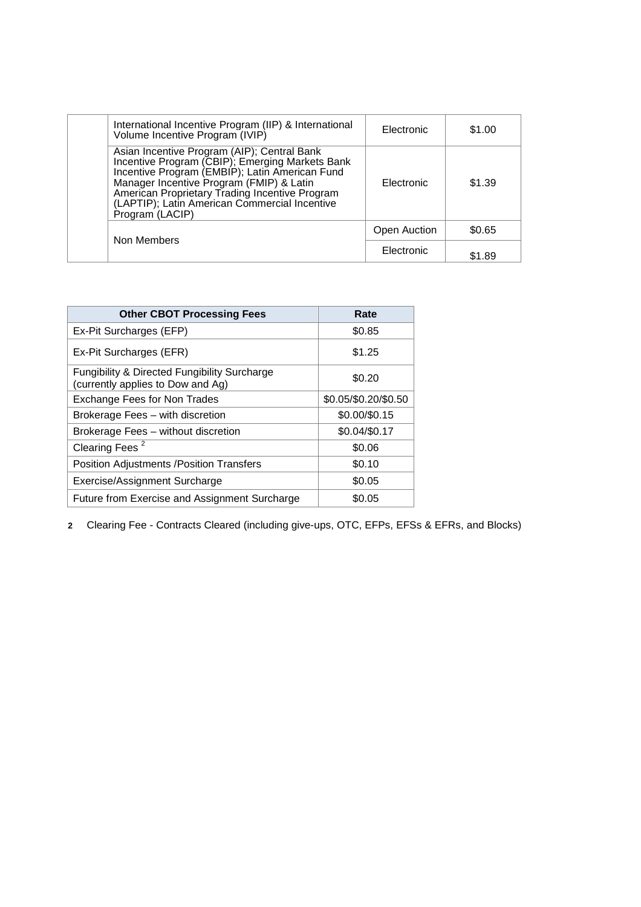| | | | |
|---|---|---|---|
| | International Incentive Program (IIP) & International Volume Incentive Program (IVIP) | Electronic | $1.00 |
| | Asian Incentive Program (AIP); Central Bank Incentive Program (CBIP); Emerging Markets Bank Incentive Program (EMBIP); Latin American Fund Manager Incentive Program (FMIP) & Latin American Proprietary Trading Incentive Program (LAPTIP); Latin American Commercial Incentive Program (LACIP) | Electronic | $1.39 |
| | Non Members | Open Auction | $0.65 |
| | | Electronic | $1.89 |

| Other CBOT Processing Fees | Rate |
|---|---|
| Ex-Pit Surcharges (EFP) | $0.85 |
| Ex-Pit Surcharges (EFR) | $1.25 |
| Fungibility & Directed Fungibility Surcharge (currently applies to Dow and Ag) | $0.20 |
| Exchange Fees for Non Trades | $0.05/$0.20/$0.50 |
| Brokerage Fees – with discretion | $0.00/$0.15 |
| Brokerage Fees – without discretion | $0.04/$0.17 |
| Clearing Fees [2] | $0.06 |
| Position Adjustments /Position Transfers | $0.10 |
| Exercise/Assignment Surcharge | $0.05 |
| Future from Exercise and Assignment Surcharge | $0.05 |

**2** Clearing Fee - Contracts Cleared (including give-ups, OTC, EFPs, EFSs & EFRs, and Blocks)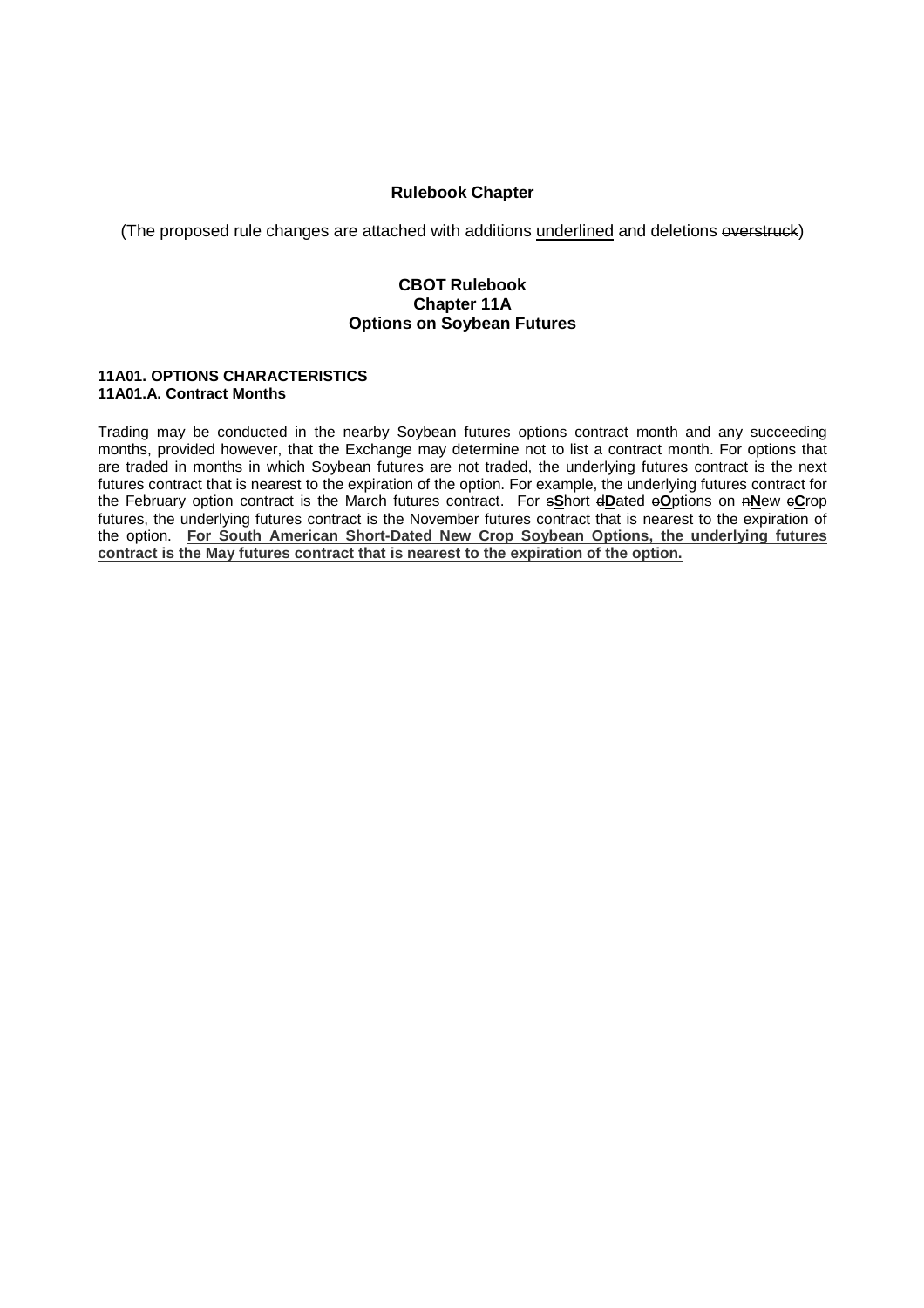**Rulebook Chapter**

(The proposed rule changes are attached with additions <u>underlined</u> and deletions ~~overstruck~~)

**CBOT Rulebook**
**Chapter 11A**
**Options on Soybean Futures**

**11A01. OPTIONS CHARACTERISTICS**
**11A01.A. Contract Months**

Trading may be conducted in the nearby Soybean futures options contract month and any succeeding months, provided however, that the Exchange may determine not to list a contract month. For options that are traded in months in which Soybean futures are not traded, the underlying futures contract is the next futures contract that is nearest to the expiration of the option. For example, the underlying futures contract for the February option contract is the March futures contract. For ~~s~~**<u>S</u>**hort ~~d~~**<u>D</u>**ated ~~o~~**<u>O</u>**ptions on ~~n~~**<u>N</u>**ew ~~c~~**<u>C</u>**rop futures, the underlying futures contract is the November futures contract that is nearest to the expiration of the option. **<u>For South American Short-Dated New Crop Soybean Options, the underlying futures contract is the May futures contract that is nearest to the expiration of the option.</u>**